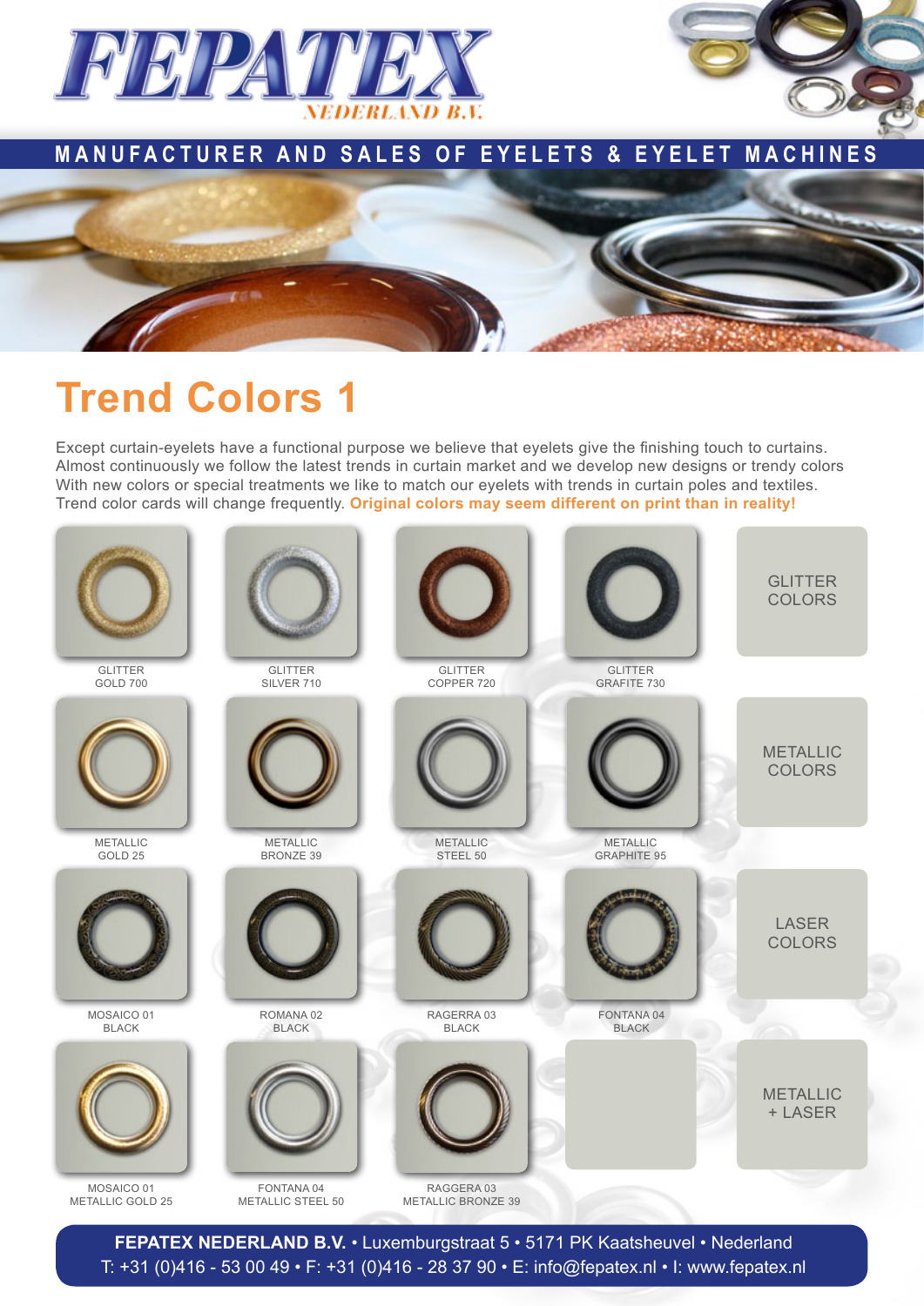# FEPATEX

NEDERLAND B.V.

MANUFACTURER AND SALES OF EYELETS & EYELET MACHINES

## Trend Colors 1

Except curtain-eyelets have a functional purpose we believe that eyelets give the finishing touch to curtains. Almost continuously we follow the latest trends in curtain market and we develop new designs or trendy colors With new colors or special treatments we like to match our eyelets with trends in curtain poles and textiles. Trend color cards will change frequently. **Original colors may seem different on print than in reality!**

| | | | | |
|---|---|---|---|---|
| GLITTER GOLD 700 | GLITTER SILVER 710 | GLITTER COPPER 720 | GLITTER GRAFITE 730 | GLITTER COLORS |
| METALLIC GOLD 25 | METALLIC BRONZE 39 | METALLIC STEEL 50 | METALLIC GRAPHITE 95 | METALLIC COLORS |
| MOSAICO 01 BLACK | ROMANA 02 BLACK | RAGERRA 03 BLACK | FONTANA 04 BLACK | LASER COLORS |
| MOSAICO 01 METALLIC GOLD 25 | FONTANA 04 METALLIC STEEL 50 | RAGGERA 03 METALLIC BRONZE 39 | | METALLIC + LASER |

**FEPATEX NEDERLAND B.V.** • Luxemburgstraat 5 • 5171 PK Kaatsheuvel • Nederland
T: +31 (0)416 - 53 00 49 • F: +31 (0)416 - 28 37 90 • E: info@fepatex.nl • I: www.fepatex.nl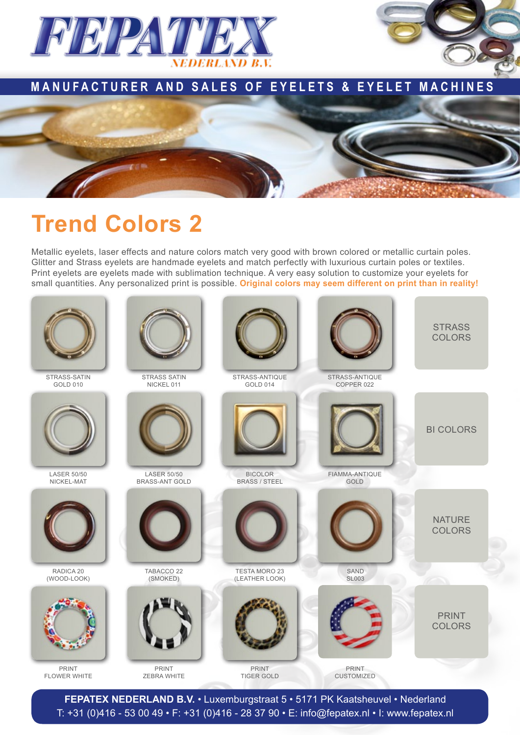# FEPATEX

NEDERLAND B.V.

MANUFACTURER AND SALES OF EYELETS & EYELET MACHINES

## Trend Colors 2

Metallic eyelets, laser effects and nature colors match very good with brown colored or metallic curtain poles. Glitter and Strass eyelets are handmade eyelets and match perfectly with luxurious curtain poles or textiles. Print eyelets are eyelets made with sublimation technique. A very easy solution to customize your eyelets for small quantities. Any personalized print is possible. **Original colors may seem different on print than in reality!**

| | | | | |
|---|---|---|---|---|
| STRASS-SATIN GOLD 010 | STRASS SATIN NICKEL 011 | STRASS-ANTIQUE GOLD 014 | STRASS-ANTIQUE COPPER 022 | STRASS COLORS |
| LASER 50/50 NICKEL-MAT | LASER 50/50 BRASS-ANT GOLD | BICOLOR BRASS / STEEL | FIAMMA-ANTIQUE GOLD | BI COLORS |
| RADICA 20 (WOOD-LOOK) | TABACCO 22 (SMOKED) | TESTA MORO 23 (LEATHER LOOK) | SAND SL003 | NATURE COLORS |
| PRINT FLOWER WHITE | PRINT ZEBRA WHITE | PRINT TIGER GOLD | PRINT CUSTOMIZED | PRINT COLORS |

**FEPATEX NEDERLAND B.V.** • Luxemburgstraat 5 • 5171 PK Kaatsheuvel • Nederland
T: +31 (0)416 - 53 00 49 • F: +31 (0)416 - 28 37 90 • E: info@fepatex.nl • I: www.fepatex.nl